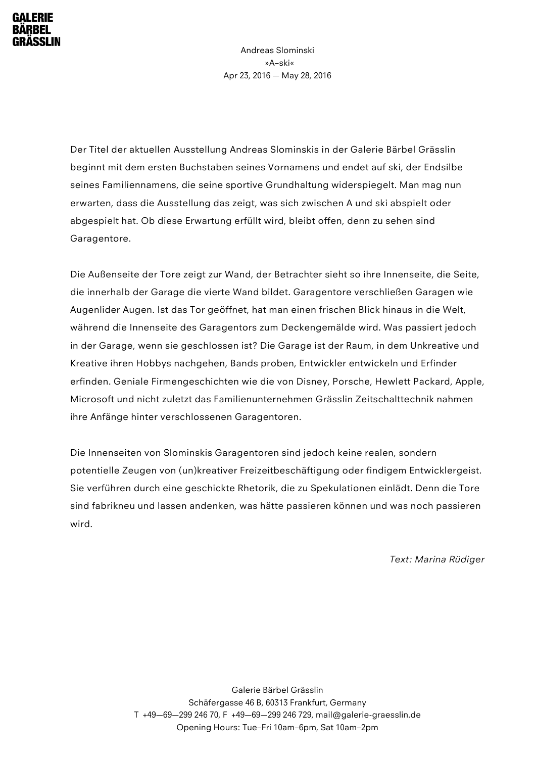GALERIE
BÄRBEL
GRÄSSLIN

Andreas Slominski
»A–ski«
Apr 23, 2016 — May 28, 2016

Der Titel der aktuellen Ausstellung Andreas Slominskis in der Galerie Bärbel Grässlin beginnt mit dem ersten Buchstaben seines Vornamens und endet auf ski, der Endsilbe seines Familiennamens, die seine sportive Grundhaltung widerspiegelt. Man mag nun erwarten, dass die Ausstellung das zeigt, was sich zwischen A und ski abspielt oder abgespielt hat. Ob diese Erwartung erfüllt wird, bleibt offen, denn zu sehen sind Garagentore.

Die Außenseite der Tore zeigt zur Wand, der Betrachter sieht so ihre Innenseite, die Seite, die innerhalb der Garage die vierte Wand bildet. Garagentore verschließen Garagen wie Augenlider Augen. Ist das Tor geöffnet, hat man einen frischen Blick hinaus in die Welt, während die Innenseite des Garagentors zum Deckengemälde wird. Was passiert jedoch in der Garage, wenn sie geschlossen ist? Die Garage ist der Raum, in dem Unkreative und Kreative ihren Hobbys nachgehen, Bands proben, Entwickler entwickeln und Erfinder erfinden. Geniale Firmengeschichten wie die von Disney, Porsche, Hewlett Packard, Apple, Microsoft und nicht zuletzt das Familienunternehmen Grässlin Zeitschalttechnik nahmen ihre Anfänge hinter verschlossenen Garagentoren.

Die Innenseiten von Slominskis Garagentoren sind jedoch keine realen, sondern potentielle Zeugen von (un)kreativer Freizeitbeschäftigung oder findigem Entwicklergeist. Sie verführen durch eine geschickte Rhetorik, die zu Spekulationen einlädt. Denn die Tore sind fabrikneu und lassen andenken, was hätte passieren können und was noch passieren wird.

*Text: Marina Rüdiger*

Galerie Bärbel Grässlin
Schäfergasse 46 B, 60313 Frankfurt, Germany
T +49—69—299 246 70, F +49—69—299 246 729, mail@galerie-graesslin.de
Opening Hours: Tue–Fri 10am–6pm, Sat 10am–2pm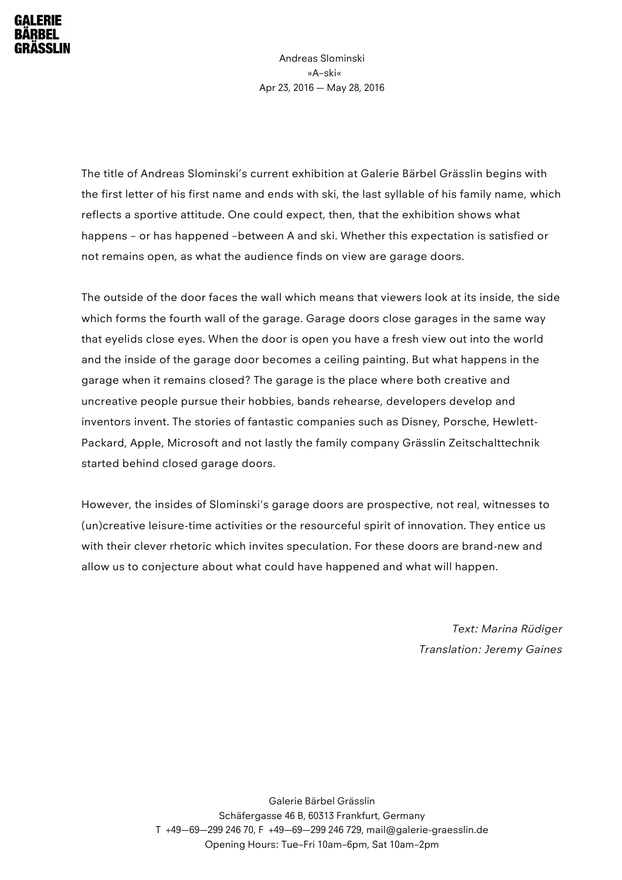Andreas Slominski
»A–ski«
Apr 23, 2016 — May 28, 2016

The title of Andreas Slominski's current exhibition at Galerie Bärbel Grässlin begins with the first letter of his first name and ends with ski, the last syllable of his family name, which reflects a sportive attitude. One could expect, then, that the exhibition shows what happens – or has happened –between A and ski. Whether this expectation is satisfied or not remains open, as what the audience finds on view are garage doors.

The outside of the door faces the wall which means that viewers look at its inside, the side which forms the fourth wall of the garage. Garage doors close garages in the same way that eyelids close eyes. When the door is open you have a fresh view out into the world and the inside of the garage door becomes a ceiling painting. But what happens in the garage when it remains closed? The garage is the place where both creative and uncreative people pursue their hobbies, bands rehearse, developers develop and inventors invent. The stories of fantastic companies such as Disney, Porsche, Hewlett-Packard, Apple, Microsoft and not lastly the family company Grässlin Zeitschalttechnik started behind closed garage doors.

However, the insides of Slominski's garage doors are prospective, not real, witnesses to (un)creative leisure-time activities or the resourceful spirit of innovation. They entice us with their clever rhetoric which invites speculation. For these doors are brand-new and allow us to conjecture about what could have happened and what will happen.

*Text: Marina Rüdiger*
*Translation: Jeremy Gaines*